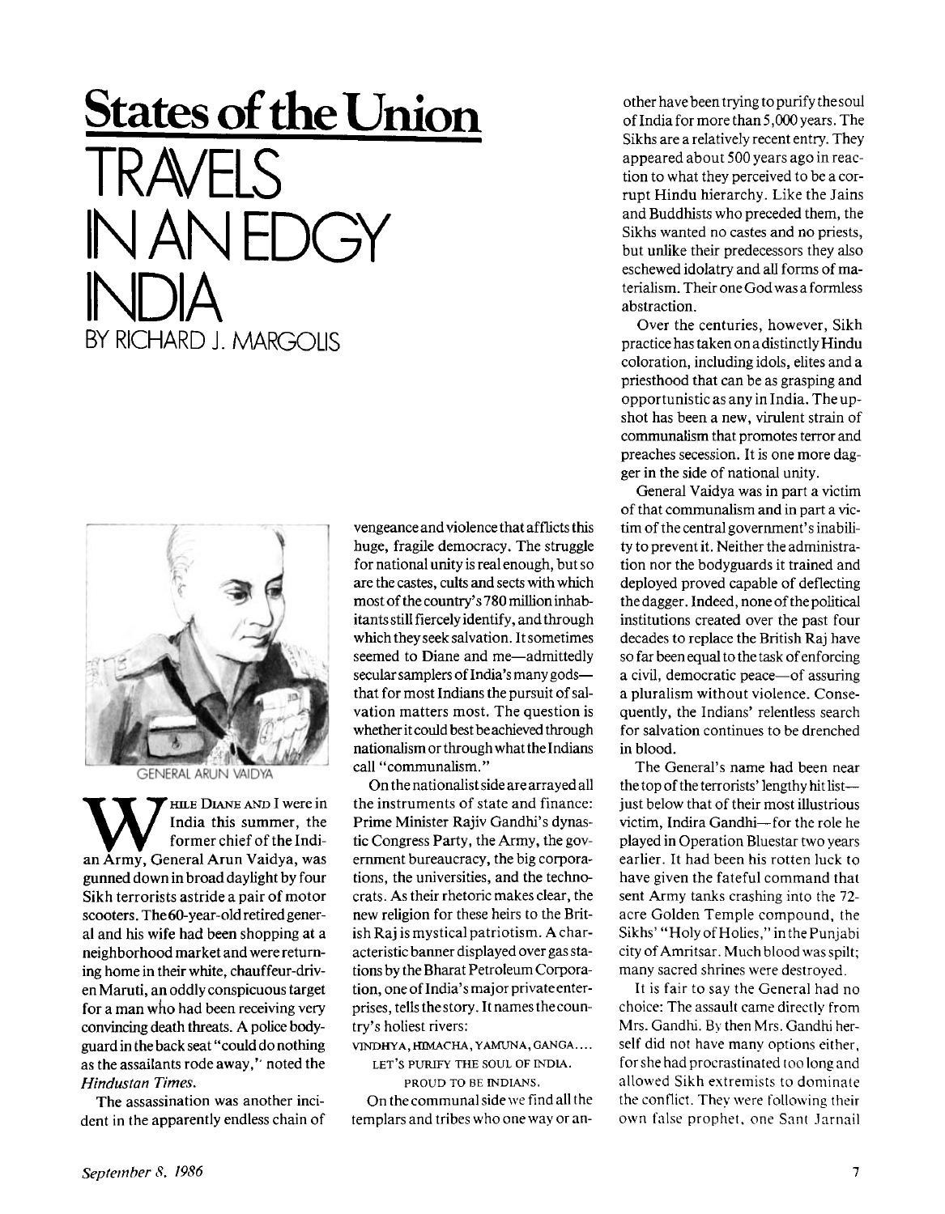# States of the Union

## TRAVELS IN AN EDGY INDIA

BY RICHARD J. MARGOLIS

GENERAL ARUN VAIDYA

**W**HILE DIANE AND I were in India this summer, the former chief of the Indian Army, General Arun Vaidya, was gunned down in broad daylight by four Sikh terrorists astride a pair of motor scooters. The 60-year-old retired general and his wife had been shopping at a neighborhood market and were returning home in their white, chauffeur-driven Maruti, an oddly conspicuous target for a man who had been receiving very convincing death threats. A police bodyguard in the back seat "could do nothing as the assailants rode away," noted the *Hindustan Times.*

The assassination was another incident in the apparently endless chain of vengeance and violence that afflicts this huge, fragile democracy. The struggle for national unity is real enough, but so are the castes, cults and sects with which most of the country's 780 million inhabitants still fiercely identify, and through which they seek salvation. It sometimes seemed to Diane and me—admittedly secular samplers of India's many gods—that for most Indians the pursuit of salvation matters most. The question is whether it could best be achieved through nationalism or through what the Indians call "communalism."

On the nationalist side are arrayed all the instruments of state and finance: Prime Minister Rajiv Gandhi's dynastic Congress Party, the Army, the government bureaucracy, the big corporations, the universities, and the technocrats. As their rhetoric makes clear, the new religion for these heirs to the British Raj is mystical patriotism. A characteristic banner displayed over gas stations by the Bharat Petroleum Corporation, one of India's major private enterprises, tells the story. It names the country's holiest rivers:

VINDHYA, HIMACHA, YAMUNA, GANGA....
LET'S PURIFY THE SOUL OF INDIA.
PROUD TO BE INDIANS.

On the communal side we find all the templars and tribes who one way or another have been trying to purify the soul of India for more than 5,000 years. The Sikhs are a relatively recent entry. They appeared about 500 years ago in reaction to what they perceived to be a corrupt Hindu hierarchy. Like the Jains and Buddhists who preceded them, the Sikhs wanted no castes and no priests, but unlike their predecessors they also eschewed idolatry and all forms of materialism. Their one God was a formless abstraction.

Over the centuries, however, Sikh practice has taken on a distinctly Hindu coloration, including idols, elites and a priesthood that can be as grasping and opportunistic as any in India. The upshot has been a new, virulent strain of communalism that promotes terror and preaches secession. It is one more dagger in the side of national unity.

General Vaidya was in part a victim of that communalism and in part a victim of the central government's inability to prevent it. Neither the administration nor the bodyguards it trained and deployed proved capable of deflecting the dagger. Indeed, none of the political institutions created over the past four decades to replace the British Raj have so far been equal to the task of enforcing a civil, democratic peace—of assuring a pluralism without violence. Consequently, the Indians' relentless search for salvation continues to be drenched in blood.

The General's name had been near the top of the terrorists' lengthy hit list—just below that of their most illustrious victim, Indira Gandhi—for the role he played in Operation Bluestar two years earlier. It had been his rotten luck to have given the fateful command that sent Army tanks crashing into the 72-acre Golden Temple compound, the Sikhs' "Holy of Holies," in the Punjabi city of Amritsar. Much blood was spilt; many sacred shrines were destroyed.

It is fair to say the General had no choice: The assault came directly from Mrs. Gandhi. By then Mrs. Gandhi herself did not have many options either, for she had procrastinated too long and allowed Sikh extremists to dominate the conflict. They were following their own false prophet, one Sant Jarnail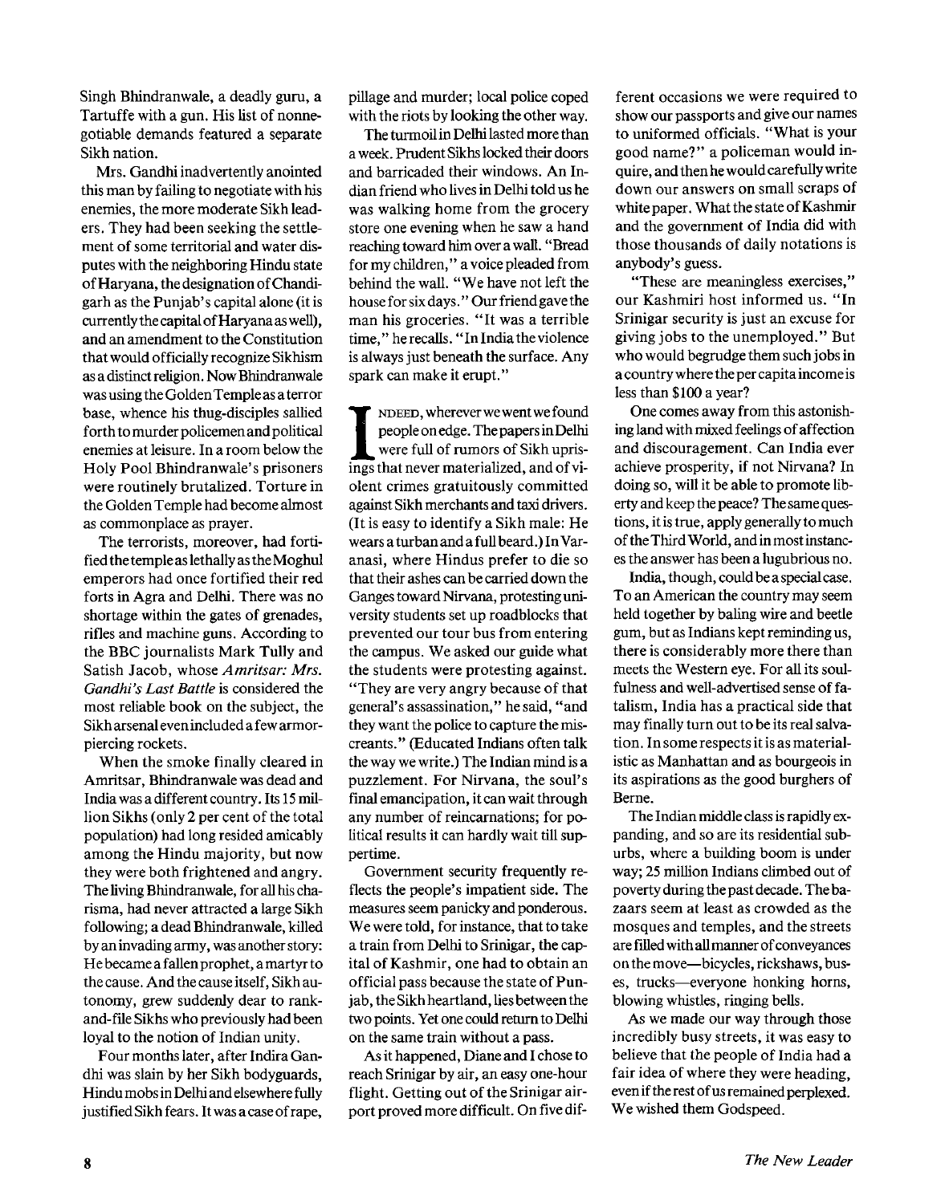Singh Bhindranwale, a deadly guru, a Tartuffe with a gun. His list of nonnegotiable demands featured a separate Sikh nation.

Mrs. Gandhi inadvertently anointed this man by failing to negotiate with his enemies, the more moderate Sikh leaders. They had been seeking the settlement of some territorial and water disputes with the neighboring Hindu state of Haryana, the designation of Chandigarh as the Punjab's capital alone (it is currently the capital of Haryana as well), and an amendment to the Constitution that would officially recognize Sikhism as a distinct religion. Now Bhindranwale was using the Golden Temple as a terror base, whence his thug-disciples sallied forth to murder policemen and political enemies at leisure. In a room below the Holy Pool Bhindranwale's prisoners were routinely brutalized. Torture in the Golden Temple had become almost as commonplace as prayer.

The terrorists, moreover, had fortified the temple as lethally as the Moghul emperors had once fortified their red forts in Agra and Delhi. There was no shortage within the gates of grenades, rifles and machine guns. According to the BBC journalists Mark Tully and Satish Jacob, whose *Amritsar: Mrs. Gandhi's Last Battle* is considered the most reliable book on the subject, the Sikh arsenal even included a few armor-piercing rockets.

When the smoke finally cleared in Amritsar, Bhindranwale was dead and India was a different country. Its 15 million Sikhs (only 2 per cent of the total population) had long resided amicably among the Hindu majority, but now they were both frightened and angry. The living Bhindranwale, for all his charisma, had never attracted a large Sikh following; a dead Bhindranwale, killed by an invading army, was another story: He became a fallen prophet, a martyr to the cause. And the cause itself, Sikh autonomy, grew suddenly dear to rank-and-file Sikhs who previously had been loyal to the notion of Indian unity.

Four months later, after Indira Gandhi was slain by her Sikh bodyguards, Hindu mobs in Delhi and elsewhere fully justified Sikh fears. It was a case of rape, pillage and murder; local police coped with the riots by looking the other way.

The turmoil in Delhi lasted more than a week. Prudent Sikhs locked their doors and barricaded their windows. An Indian friend who lives in Delhi told us he was walking home from the grocery store one evening when he saw a hand reaching toward him over a wall. "Bread for my children," a voice pleaded from behind the wall. "We have not left the house for six days." Our friend gave the man his groceries. "It was a terrible time," he recalls. "In India the violence is always just beneath the surface. Any spark can make it erupt."

INDEED, wherever we went we found people on edge. The papers in Delhi were full of rumors of Sikh uprisings that never materialized, and of violent crimes gratuitously committed against Sikh merchants and taxi drivers. (It is easy to identify a Sikh male: He wears a turban and a full beard.) In Varanasi, where Hindus prefer to die so that their ashes can be carried down the Ganges toward Nirvana, protesting university students set up roadblocks that prevented our tour bus from entering the campus. We asked our guide what the students were protesting against. "They are very angry because of that general's assassination," he said, "and they want the police to capture the miscreants." (Educated Indians often talk the way we write.) The Indian mind is a puzzlement. For Nirvana, the soul's final emancipation, it can wait through any number of reincarnations; for political results it can hardly wait till suppertime.

Government security frequently reflects the people's impatient side. The measures seem panicky and ponderous. We were told, for instance, that to take a train from Delhi to Srinigar, the capital of Kashmir, one had to obtain an official pass because the state of Punjab, the Sikh heartland, lies between the two points. Yet one could return to Delhi on the same train without a pass.

As it happened, Diane and I chose to reach Srinigar by air, an easy one-hour flight. Getting out of the Srinigar airport proved more difficult. On five different occasions we were required to show our passports and give our names to uniformed officials. "What is your good name?" a policeman would inquire, and then he would carefully write down our answers on small scraps of white paper. What the state of Kashmir and the government of India did with those thousands of daily notations is anybody's guess.

"These are meaningless exercises," our Kashmiri host informed us. "In Srinigar security is just an excuse for giving jobs to the unemployed." But who would begrudge them such jobs in a country where the per capita income is less than $100 a year?

One comes away from this astonishing land with mixed feelings of affection and discouragement. Can India ever achieve prosperity, if not Nirvana? In doing so, will it be able to promote liberty and keep the peace? The same questions, it is true, apply generally to much of the Third World, and in most instances the answer has been a lugubrious no.

India, though, could be a special case. To an American the country may seem held together by baling wire and beetle gum, but as Indians kept reminding us, there is considerably more there than meets the Western eye. For all its soulfulness and well-advertised sense of fatalism, India has a practical side that may finally turn out to be its real salvation. In some respects it is as materialistic as Manhattan and as bourgeois in its aspirations as the good burghers of Berne.

The Indian middle class is rapidly expanding, and so are its residential suburbs, where a building boom is under way; 25 million Indians climbed out of poverty during the past decade. The bazaars seem at least as crowded as the mosques and temples, and the streets are filled with all manner of conveyances on the move—bicycles, rickshaws, buses, trucks—everyone honking horns, blowing whistles, ringing bells.

As we made our way through those incredibly busy streets, it was easy to believe that the people of India had a fair idea of where they were heading, even if the rest of us remained perplexed. We wished them Godspeed.